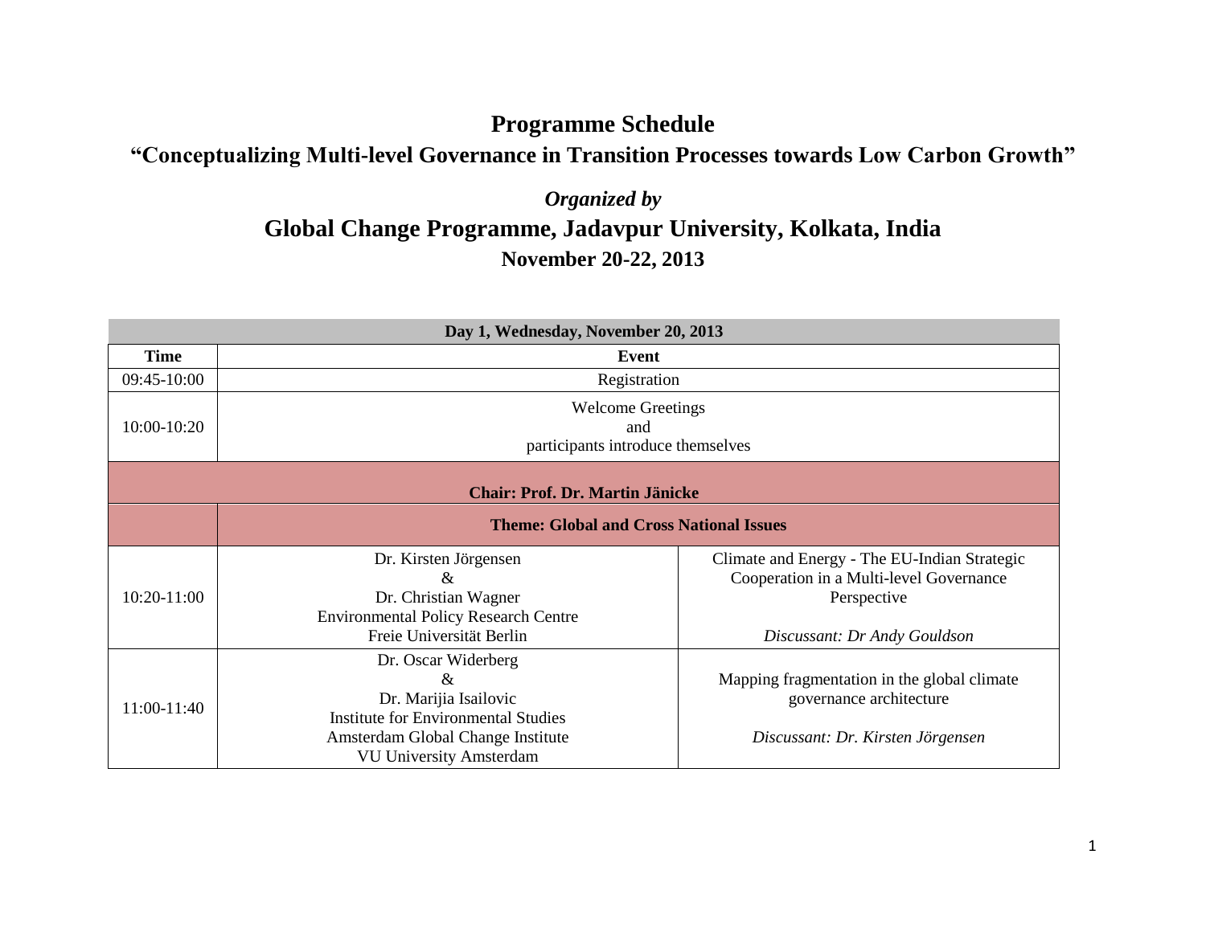# Programme Schedule

## "Conceptualizing Multi-level Governance in Transition Processes towards Low Carbon Growth"

*Organized by*

## Global Change Programme, Jadavpur University, Kolkata, India

### November 20-22, 2013

| Day 1, Wednesday, November 20, 2013 | | |
|---|---|---|
| **Time** | **Event** | |
| 09:45-10:00 | Registration | |
| 10:00-10:20 | Welcome Greetings and participants introduce themselves | |
| **Chair: Prof. Dr. Martin Jänicke** | | |
| | **Theme: Global and Cross National Issues** | |
| 10:20-11:00 | Dr. Kirsten Jörgensen & Dr. Christian Wagner Environmental Policy Research Centre Freie Universität Berlin | Climate and Energy - The EU-Indian Strategic Cooperation in a Multi-level Governance Perspective *Discussant: Dr Andy Gouldson* |
| 11:00-11:40 | Dr. Oscar Widerberg & Dr. Marijia Isailovic Institute for Environmental Studies Amsterdam Global Change Institute VU University Amsterdam | Mapping fragmentation in the global climate governance architecture *Discussant: Dr. Kirsten Jörgensen* |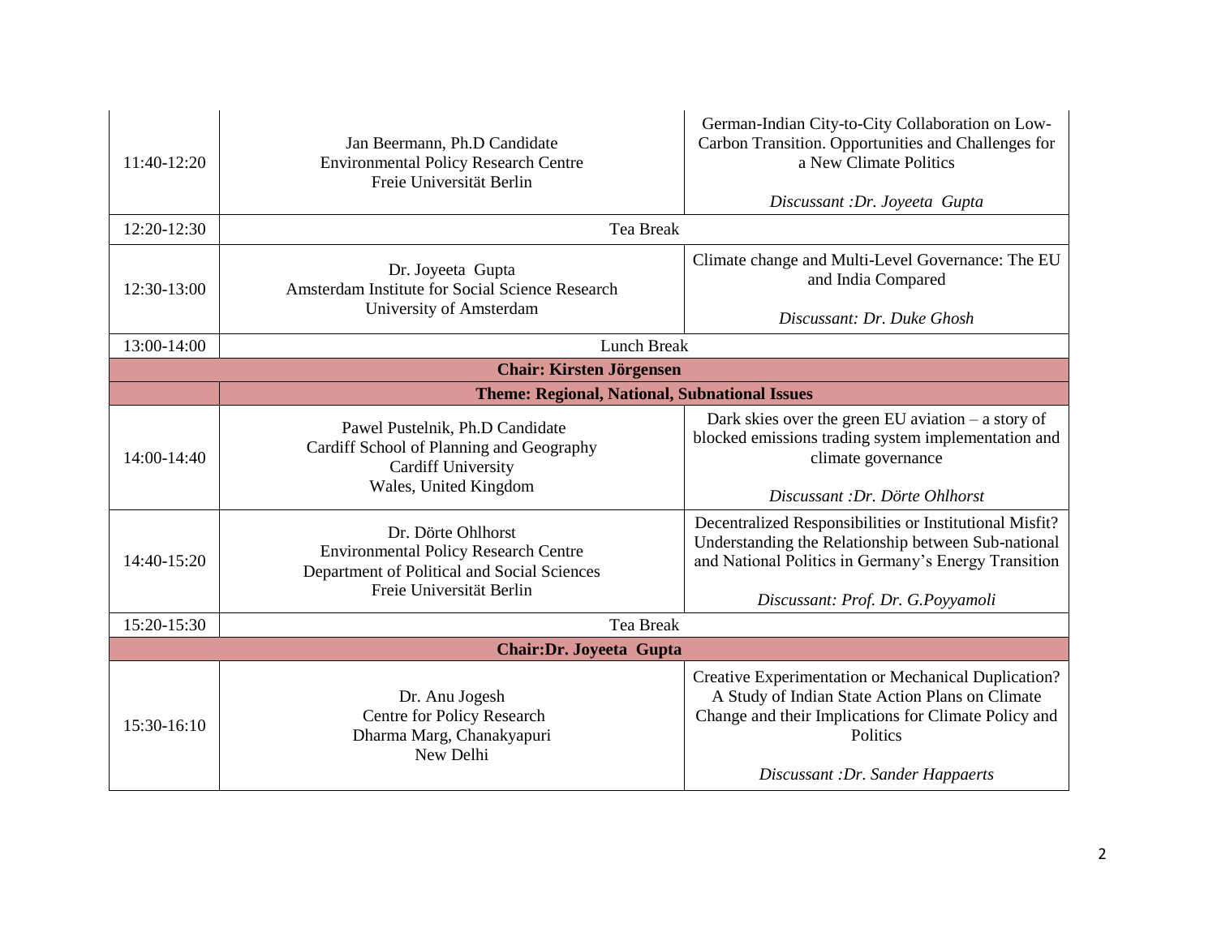| | | |
|---|---|---|
| 11:40-12:20 | Jan Beermann, Ph.D Candidate<br>Environmental Policy Research Centre<br>Freie Universität Berlin | German-Indian City-to-City Collaboration on Low-Carbon Transition. Opportunities and Challenges for a New Climate Politics<br><br>*Discussant :Dr. Joyeeta Gupta* |
| 12:20-12:30 | Tea Break | |
| 12:30-13:00 | Dr. Joyeeta Gupta<br>Amsterdam Institute for Social Science Research<br>University of Amsterdam | Climate change and Multi-Level Governance: The EU and India Compared<br><br>*Discussant: Dr. Duke Ghosh* |
| 13:00-14:00 | Lunch Break | |
| **Chair: Kirsten Jörgensen** | | |
| | **Theme: Regional, National, Subnational Issues** | |
| 14:00-14:40 | Pawel Pustelnik, Ph.D Candidate<br>Cardiff School of Planning and Geography<br>Cardiff University<br>Wales, United Kingdom | Dark skies over the green EU aviation – a story of blocked emissions trading system implementation and climate governance<br><br>*Discussant :Dr. Dörte Ohlhorst* |
| 14:40-15:20 | Dr. Dörte Ohlhorst<br>Environmental Policy Research Centre<br>Department of Political and Social Sciences<br>Freie Universität Berlin | Decentralized Responsibilities or Institutional Misfit? Understanding the Relationship between Sub-national and National Politics in Germany's Energy Transition<br><br>*Discussant: Prof. Dr. G.Poyyamoli* |
| 15:20-15:30 | Tea Break | |
| **Chair:Dr. Joyeeta Gupta** | | |
| 15:30-16:10 | Dr. Anu Jogesh<br>Centre for Policy Research<br>Dharma Marg, Chanakyapuri<br>New Delhi | Creative Experimentation or Mechanical Duplication? A Study of Indian State Action Plans on Climate Change and their Implications for Climate Policy and Politics<br><br>*Discussant :Dr. Sander Happaerts* |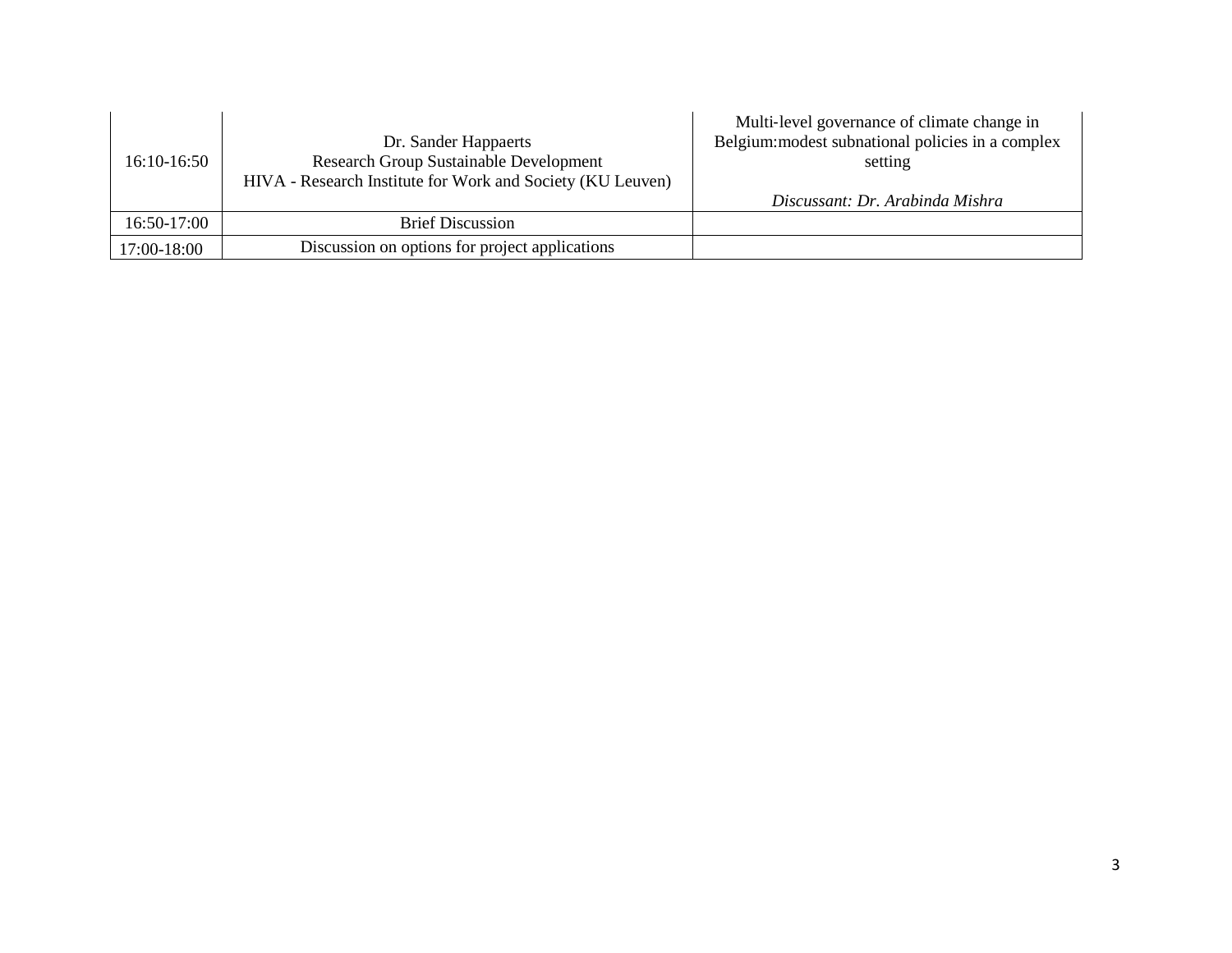| | | |
|---|---|---|
| 16:10-16:50 | Dr. Sander Happaerts<br>Research Group Sustainable Development<br>HIVA - Research Institute for Work and Society (KU Leuven) | Multi-level governance of climate change in Belgium:modest subnational policies in a complex setting<br><br>*Discussant: Dr. Arabinda Mishra* |
| 16:50-17:00 | Brief Discussion | |
| 17:00-18:00 | Discussion on options for project applications | |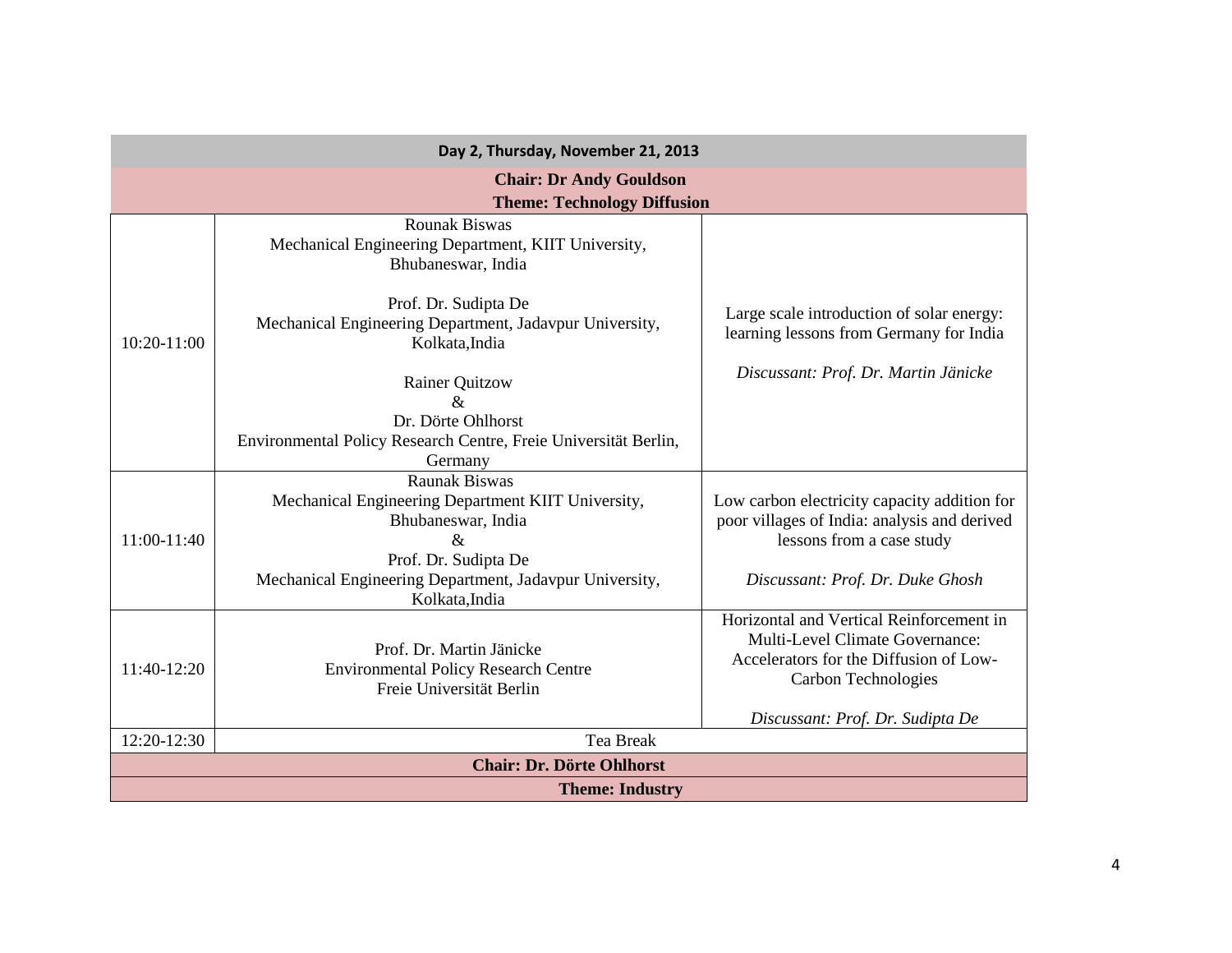| Day 2, Thursday, November 21, 2013 | | |
|---|---|---|
| **Chair: Dr Andy Gouldson**<br>**Theme: Technology Diffusion** | | |
| 10:20-11:00 | Rounak Biswas<br>Mechanical Engineering Department, KIIT University, Bhubaneswar, India<br><br>Prof. Dr. Sudipta De<br>Mechanical Engineering Department, Jadavpur University, Kolkata,India<br><br>Rainer Quitzow<br>&<br>Dr. Dörte Ohlhorst<br>Environmental Policy Research Centre, Freie Universität Berlin, Germany | Large scale introduction of solar energy: learning lessons from Germany for India<br><br>*Discussant: Prof. Dr. Martin Jänicke* |
| 11:00-11:40 | Raunak Biswas<br>Mechanical Engineering Department KIIT University, Bhubaneswar, India<br>&<br>Prof. Dr. Sudipta De<br>Mechanical Engineering Department, Jadavpur University, Kolkata,India | Low carbon electricity capacity addition for poor villages of India: analysis and derived lessons from a case study<br><br>*Discussant: Prof. Dr. Duke Ghosh* |
| 11:40-12:20 | Prof. Dr. Martin Jänicke<br>Environmental Policy Research Centre<br>Freie Universität Berlin | Horizontal and Vertical Reinforcement in Multi-Level Climate Governance: Accelerators for the Diffusion of Low-Carbon Technologies<br><br>*Discussant: Prof. Dr. Sudipta De* |
| 12:20-12:30 | Tea Break | |
| **Chair: Dr. Dörte Ohlhorst** | | |
| **Theme: Industry** | | |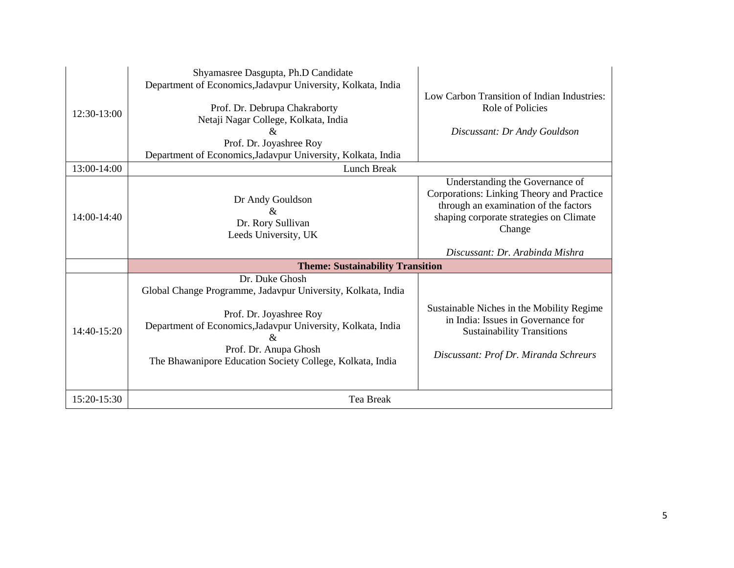| | | |
|---|---|---|
| 12:30-13:00 | Shyamasree Dasgupta, Ph.D Candidate<br>Department of Economics,Jadavpur University, Kolkata, India<br><br>Prof. Dr. Debrupa Chakraborty<br>Netaji Nagar College, Kolkata, India<br>&<br>Prof. Dr. Joyashree Roy<br>Department of Economics,Jadavpur University, Kolkata, India | Low Carbon Transition of Indian Industries: Role of Policies<br><br>*Discussant: Dr Andy Gouldson* |
| 13:00-14:00 | Lunch Break | |
| 14:00-14:40 | Dr Andy Gouldson<br>&<br>Dr. Rory Sullivan<br>Leeds University, UK | Understanding the Governance of Corporations: Linking Theory and Practice through an examination of the factors shaping corporate strategies on Climate Change<br><br>*Discussant: Dr. Arabinda Mishra* |
| | **Theme: Sustainability Transition** | |
| 14:40-15:20 | Dr. Duke Ghosh<br>Global Change Programme, Jadavpur University, Kolkata, India<br><br>Prof. Dr. Joyashree Roy<br>Department of Economics,Jadavpur University, Kolkata, India<br>&<br>Prof. Dr. Anupa Ghosh<br>The Bhawanipore Education Society College, Kolkata, India | Sustainable Niches in the Mobility Regime in India: Issues in Governance for Sustainability Transitions<br><br>*Discussant: Prof Dr. Miranda Schreurs* |
| 15:20-15:30 | Tea Break | |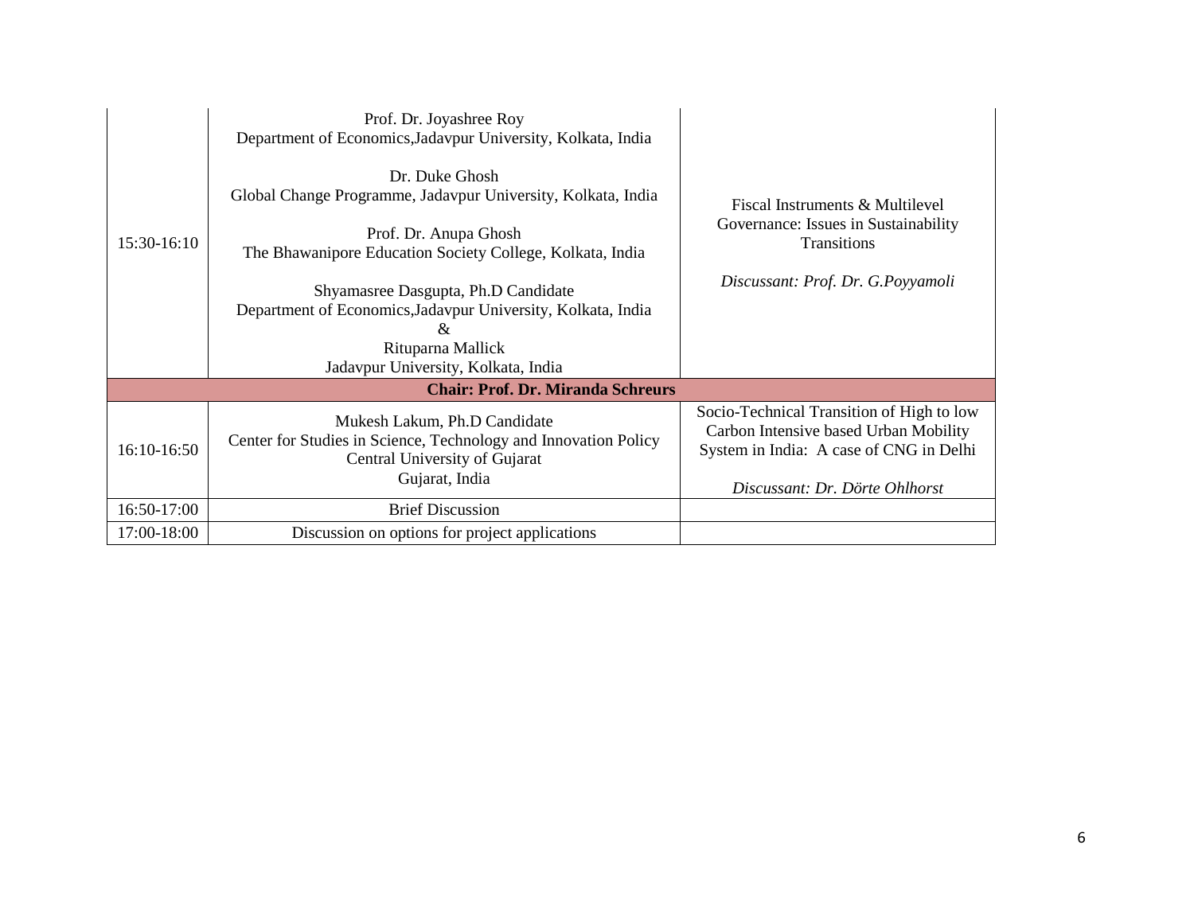| | | |
|---|---|---|
| 15:30-16:10 | Prof. Dr. Joyashree Roy<br>Department of Economics,Jadavpur University, Kolkata, India<br><br>Dr. Duke Ghosh<br>Global Change Programme, Jadavpur University, Kolkata, India<br><br>Prof. Dr. Anupa Ghosh<br>The Bhawanipore Education Society College, Kolkata, India<br><br>Shyamasree Dasgupta, Ph.D Candidate<br>Department of Economics,Jadavpur University, Kolkata, India<br>&<br>Rituparna Mallick<br>Jadavpur University, Kolkata, India | Fiscal Instruments & Multilevel Governance: Issues in Sustainability Transitions<br><br>*Discussant: Prof. Dr. G.Poyyamoli* |
| **Chair: Prof. Dr. Miranda Schreurs** | | |
| 16:10-16:50 | Mukesh Lakum, Ph.D Candidate<br>Center for Studies in Science, Technology and Innovation Policy<br>Central University of Gujarat<br>Gujarat, India | Socio-Technical Transition of High to low Carbon Intensive based Urban Mobility System in India: A case of CNG in Delhi<br><br>*Discussant: Dr. Dörte Ohlhorst* |
| 16:50-17:00 | Brief Discussion | |
| 17:00-18:00 | Discussion on options for project applications | |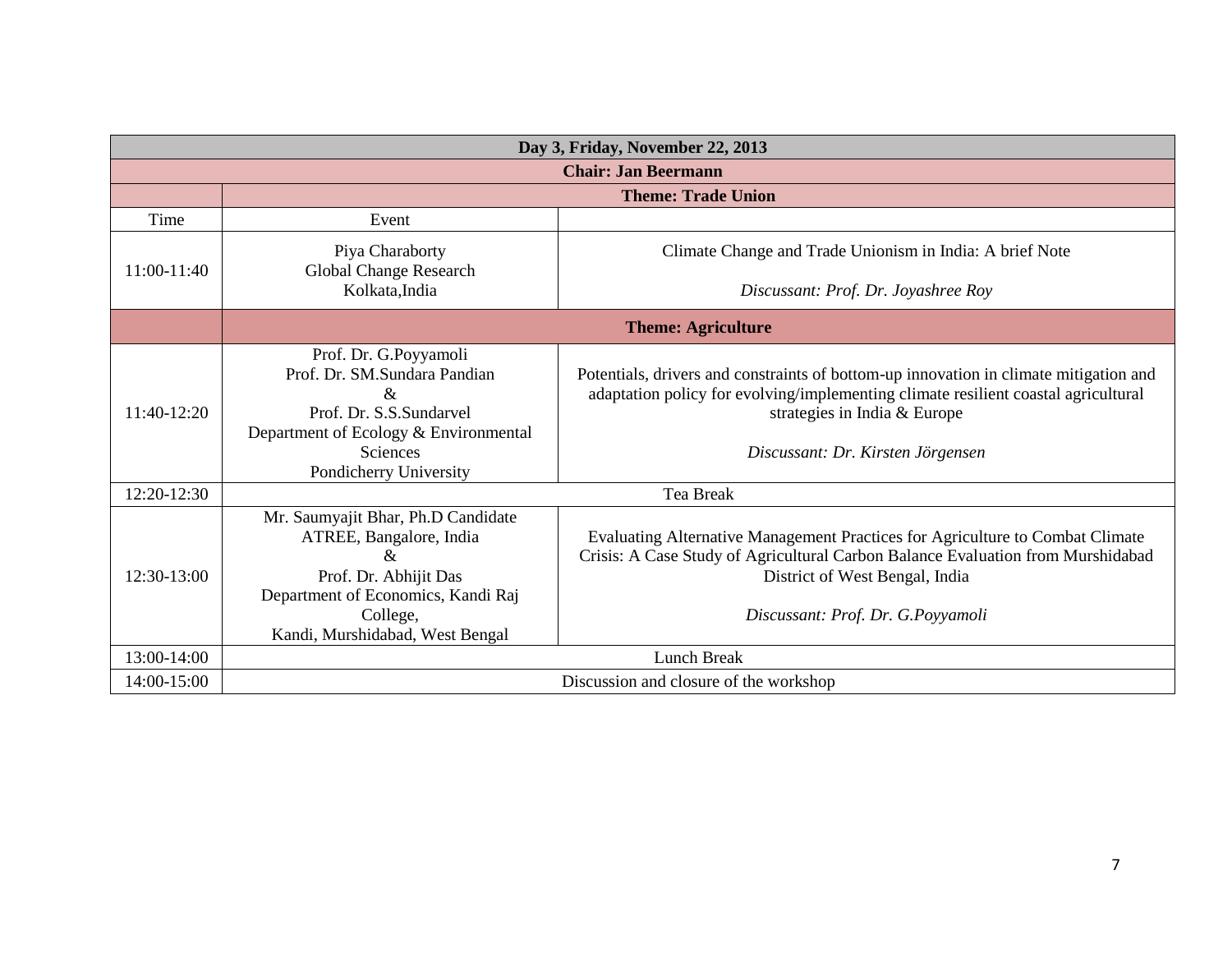| | | |
|---|---|---|
| **Day 3, Friday, November 22, 2013** | | |
| **Chair: Jan Beermann** | | |
| | **Theme: Trade Union** | |
| Time | Event | |
| 11:00-11:40 | Piya Charaborty<br>Global Change Research<br>Kolkata,India | Climate Change and Trade Unionism in India: A brief Note<br><br>*Discussant: Prof. Dr. Joyashree Roy* |
| | **Theme: Agriculture** | |
| 11:40-12:20 | Prof. Dr. G.Poyyamoli<br>Prof. Dr. SM.Sundara Pandian<br>&<br>Prof. Dr. S.S.Sundarvel<br>Department of Ecology & Environmental Sciences<br>Pondicherry University | Potentials, drivers and constraints of bottom-up innovation in climate mitigation and adaptation policy for evolving/implementing climate resilient coastal agricultural strategies in India & Europe<br><br>*Discussant: Dr. Kirsten Jörgensen* |
| 12:20-12:30 | Tea Break | |
| 12:30-13:00 | Mr. Saumyajit Bhar, Ph.D Candidate<br>ATREE, Bangalore, India<br>&<br>Prof. Dr. Abhijit Das<br>Department of Economics, Kandi Raj College,<br>Kandi, Murshidabad, West Bengal | Evaluating Alternative Management Practices for Agriculture to Combat Climate Crisis: A Case Study of Agricultural Carbon Balance Evaluation from Murshidabad District of West Bengal, India<br><br>*Discussant: Prof. Dr. G.Poyyamoli* |
| 13:00-14:00 | Lunch Break | |
| 14:00-15:00 | Discussion and closure of the workshop | |